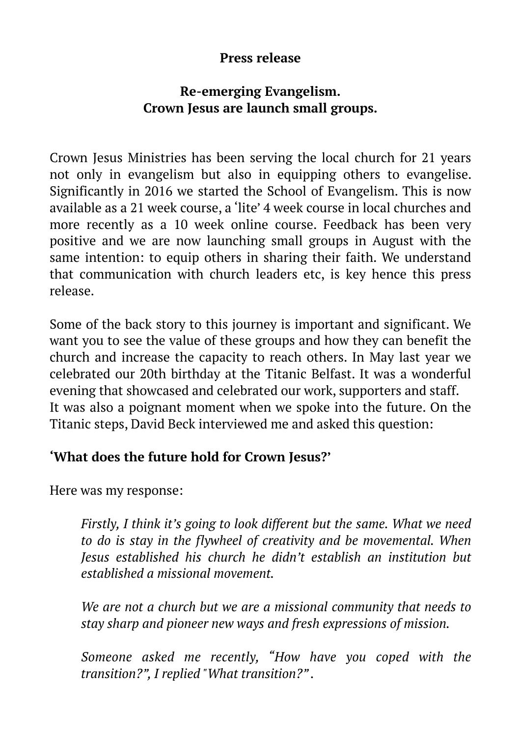**Press release**

**Re-emerging Evangelism.
Crown Jesus are launch small groups.**

Crown Jesus Ministries has been serving the local church for 21 years not only in evangelism but also in equipping others to evangelise. Significantly in 2016 we started the School of Evangelism. This is now available as a 21 week course, a 'lite' 4 week course in local churches and more recently as a 10 week online course. Feedback has been very positive and we are now launching small groups in August with the same intention: to equip others in sharing their faith. We understand that communication with church leaders etc, is key hence this press release.

Some of the back story to this journey is important and significant. We want you to see the value of these groups and how they can benefit the church and increase the capacity to reach others. In May last year we celebrated our 20th birthday at the Titanic Belfast. It was a wonderful evening that showcased and celebrated our work, supporters and staff. It was also a poignant moment when we spoke into the future. On the Titanic steps, David Beck interviewed me and asked this question:

**'What does the future hold for Crown Jesus?'**

Here was my response:

> *Firstly, I think it's going to look different but the same. What we need to do is stay in the flywheel of creativity and be movemental. When Jesus established his church he didn't establish an institution but established a missional movement.*
>
> *We are not a church but we are a missional community that needs to stay sharp and pioneer new ways and fresh expressions of mission.*
>
> *Someone asked me recently, "How have you coped with the transition?", I replied "What transition?".*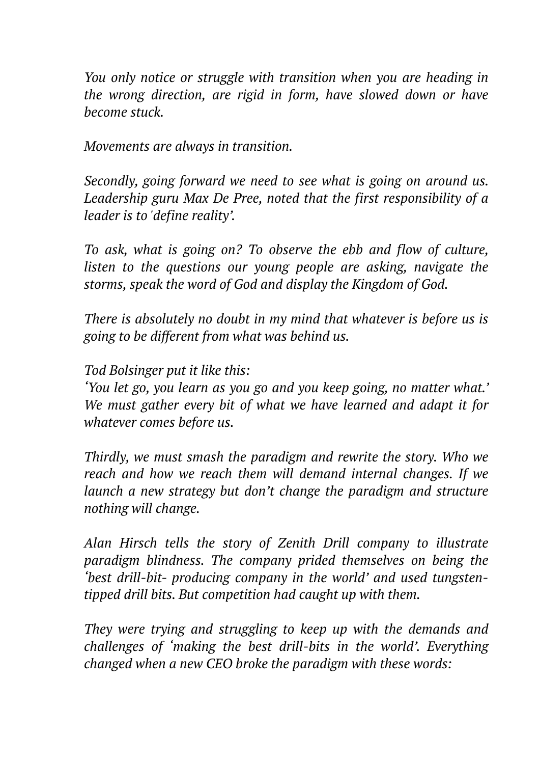*You only notice or struggle with transition when you are heading in the wrong direction, are rigid in form, have slowed down or have become stuck.*

*Movements are always in transition.*

*Secondly, going forward we need to see what is going on around us. Leadership guru Max De Pree, noted that the first responsibility of a leader is to 'define reality'.*

*To ask, what is going on? To observe the ebb and flow of culture, listen to the questions our young people are asking, navigate the storms, speak the word of God and display the Kingdom of God.*

*There is absolutely no doubt in my mind that whatever is before us is going to be different from what was behind us.*

*Tod Bolsinger put it like this:*
*'You let go, you learn as you go and you keep going, no matter what.' We must gather every bit of what we have learned and adapt it for whatever comes before us.*

*Thirdly, we must smash the paradigm and rewrite the story. Who we reach and how we reach them will demand internal changes. If we launch a new strategy but don't change the paradigm and structure nothing will change.*

*Alan Hirsch tells the story of Zenith Drill company to illustrate paradigm blindness. The company prided themselves on being the 'best drill-bit- producing company in the world' and used tungsten-tipped drill bits. But competition had caught up with them.*

*They were trying and struggling to keep up with the demands and challenges of 'making the best drill-bits in the world'. Everything changed when a new CEO broke the paradigm with these words:*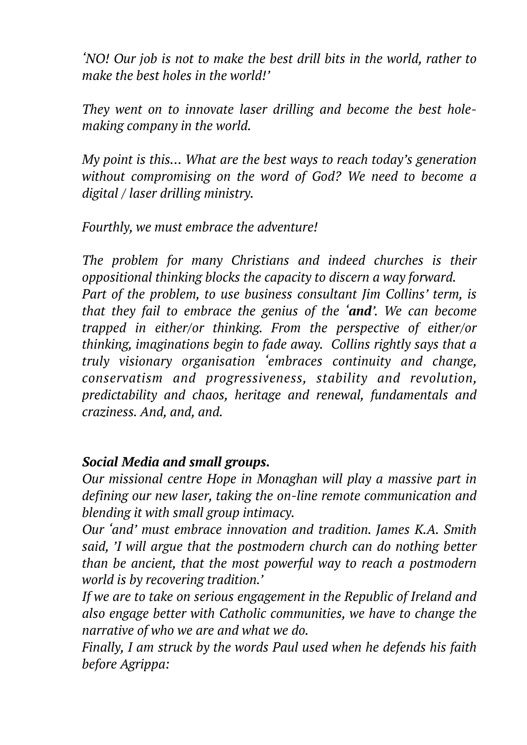*'NO! Our job is not to make the best drill bits in the world, rather to make the best holes in the world!'*

*They went on to innovate laser drilling and become the best hole-making company in the world.*

*My point is this… What are the best ways to reach today's generation without compromising on the word of God? We need to become a digital / laser drilling ministry.*

*Fourthly, we must embrace the adventure!*

*The problem for many Christians and indeed churches is their oppositional thinking blocks the capacity to discern a way forward. Part of the problem, to use business consultant Jim Collins' term, is that they fail to embrace the genius of the '**and**'. We can become trapped in either/or thinking. From the perspective of either/or thinking, imaginations begin to fade away. Collins rightly says that a truly visionary organisation 'embraces continuity and change, conservatism and progressiveness, stability and revolution, predictability and chaos, heritage and renewal, fundamentals and craziness. And, and, and.*

***Social Media and small groups.***

*Our missional centre Hope in Monaghan will play a massive part in defining our new laser, taking the on-line remote communication and blending it with small group intimacy.*

*Our 'and' must embrace innovation and tradition. James K.A. Smith said, 'I will argue that the postmodern church can do nothing better than be ancient, that the most powerful way to reach a postmodern world is by recovering tradition.'*

*If we are to take on serious engagement in the Republic of Ireland and also engage better with Catholic communities, we have to change the narrative of who we are and what we do.*

*Finally, I am struck by the words Paul used when he defends his faith before Agrippa:*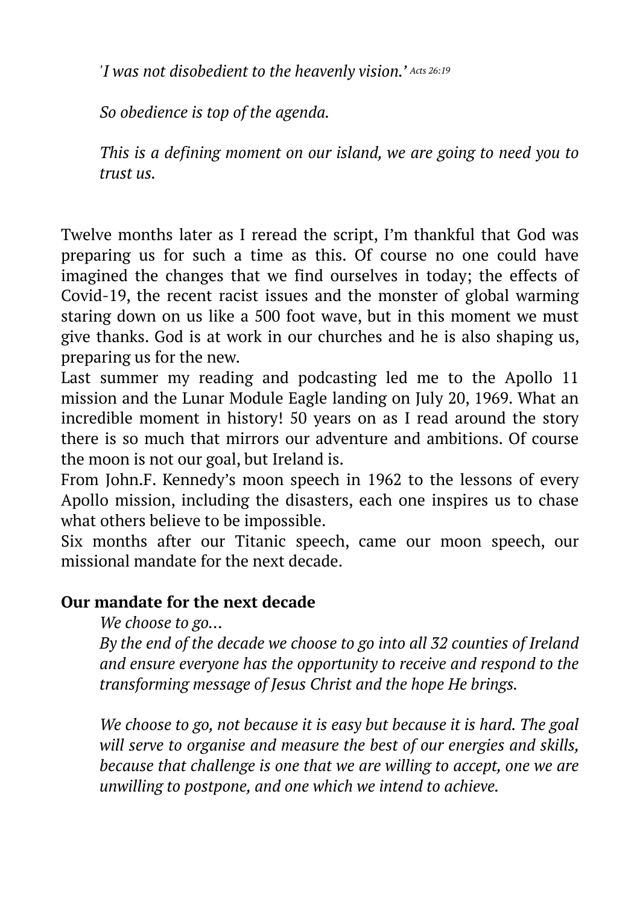*'I was not disobedient to the heavenly vision.'* *Acts 26:19*

*So obedience is top of the agenda.*

*This is a defining moment on our island, we are going to need you to trust us.*

Twelve months later as I reread the script, I'm thankful that God was preparing us for such a time as this. Of course no one could have imagined the changes that we find ourselves in today; the effects of Covid-19, the recent racist issues and the monster of global warming staring down on us like a 500 foot wave, but in this moment we must give thanks. God is at work in our churches and he is also shaping us, preparing us for the new.

Last summer my reading and podcasting led me to the Apollo 11 mission and the Lunar Module Eagle landing on July 20, 1969. What an incredible moment in history! 50 years on as I read around the story there is so much that mirrors our adventure and ambitions. Of course the moon is not our goal, but Ireland is.

From John.F. Kennedy's moon speech in 1962 to the lessons of every Apollo mission, including the disasters, each one inspires us to chase what others believe to be impossible.

Six months after our Titanic speech, came our moon speech, our missional mandate for the next decade.

**Our mandate for the next decade**

*We choose to go…*

*By the end of the decade we choose to go into all 32 counties of Ireland and ensure everyone has the opportunity to receive and respond to the transforming message of Jesus Christ and the hope He brings.*

*We choose to go, not because it is easy but because it is hard. The goal will serve to organise and measure the best of our energies and skills, because that challenge is one that we are willing to accept, one we are unwilling to postpone, and one which we intend to achieve.*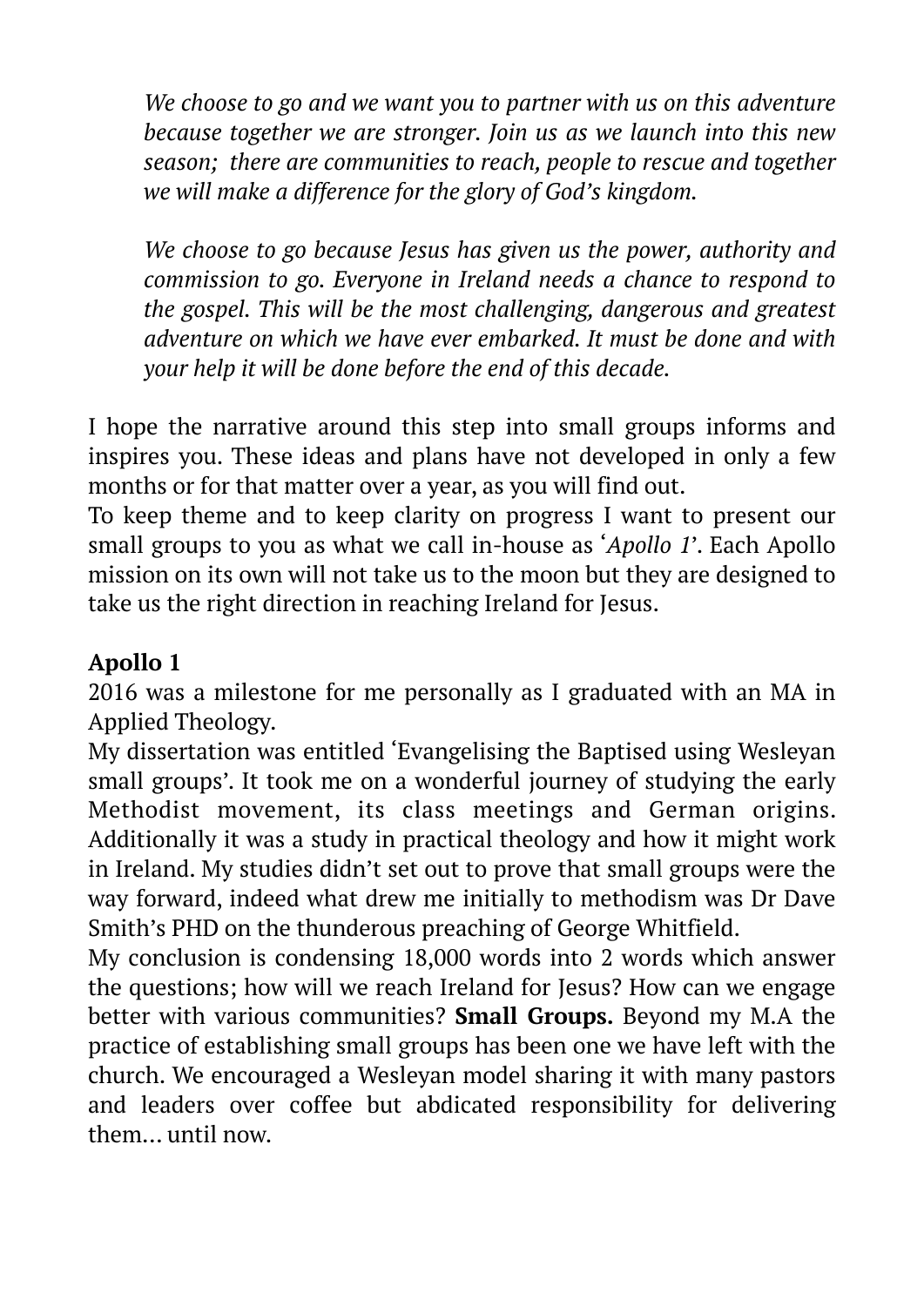*We choose to go and we want you to partner with us on this adventure because together we are stronger. Join us as we launch into this new season; there are communities to reach, people to rescue and together we will make a difference for the glory of God's kingdom.*

*We choose to go because Jesus has given us the power, authority and commission to go. Everyone in Ireland needs a chance to respond to the gospel. This will be the most challenging, dangerous and greatest adventure on which we have ever embarked. It must be done and with your help it will be done before the end of this decade.*

I hope the narrative around this step into small groups informs and inspires you. These ideas and plans have not developed in only a few months or for that matter over a year, as you will find out.
To keep theme and to keep clarity on progress I want to present our small groups to you as what we call in-house as '*Apollo 1*'. Each Apollo mission on its own will not take us to the moon but they are designed to take us the right direction in reaching Ireland for Jesus.

**Apollo 1**
2016 was a milestone for me personally as I graduated with an MA in Applied Theology.
My dissertation was entitled 'Evangelising the Baptised using Wesleyan small groups'. It took me on a wonderful journey of studying the early Methodist movement, its class meetings and German origins. Additionally it was a study in practical theology and how it might work in Ireland. My studies didn't set out to prove that small groups were the way forward, indeed what drew me initially to methodism was Dr Dave Smith's PHD on the thunderous preaching of George Whitfield.
My conclusion is condensing 18,000 words into 2 words which answer the questions; how will we reach Ireland for Jesus? How can we engage better with various communities? **Small Groups.** Beyond my M.A the practice of establishing small groups has been one we have left with the church. We encouraged a Wesleyan model sharing it with many pastors and leaders over coffee but abdicated responsibility for delivering them… until now.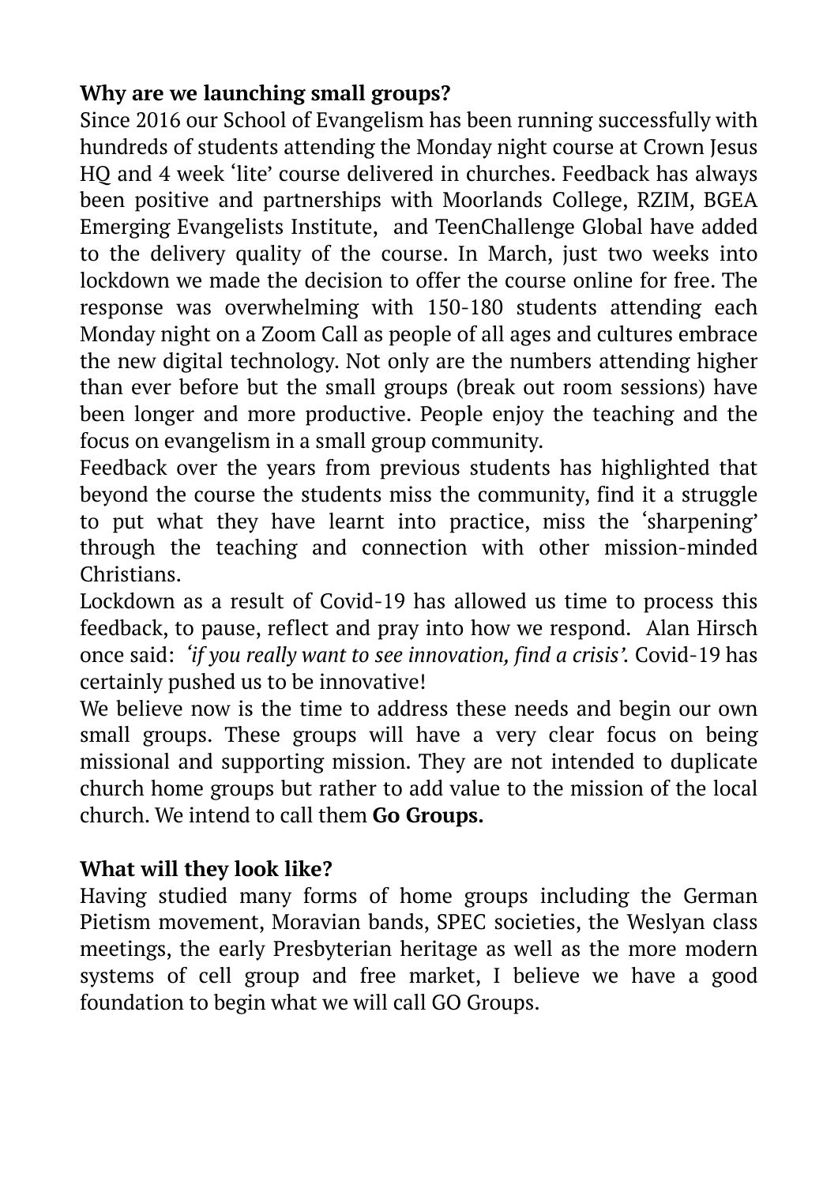**Why are we launching small groups?**

Since 2016 our School of Evangelism has been running successfully with hundreds of students attending the Monday night course at Crown Jesus HQ and 4 week 'lite' course delivered in churches. Feedback has always been positive and partnerships with Moorlands College, RZIM, BGEA Emerging Evangelists Institute, and TeenChallenge Global have added to the delivery quality of the course. In March, just two weeks into lockdown we made the decision to offer the course online for free. The response was overwhelming with 150-180 students attending each Monday night on a Zoom Call as people of all ages and cultures embrace the new digital technology. Not only are the numbers attending higher than ever before but the small groups (break out room sessions) have been longer and more productive. People enjoy the teaching and the focus on evangelism in a small group community.

Feedback over the years from previous students has highlighted that beyond the course the students miss the community, find it a struggle to put what they have learnt into practice, miss the 'sharpening' through the teaching and connection with other mission-minded Christians.

Lockdown as a result of Covid-19 has allowed us time to process this feedback, to pause, reflect and pray into how we respond. Alan Hirsch once said: *'if you really want to see innovation, find a crisis'.* Covid-19 has certainly pushed us to be innovative!

We believe now is the time to address these needs and begin our own small groups. These groups will have a very clear focus on being missional and supporting mission. They are not intended to duplicate church home groups but rather to add value to the mission of the local church. We intend to call them **Go Groups.**

**What will they look like?**

Having studied many forms of home groups including the German Pietism movement, Moravian bands, SPEC societies, the Weslyan class meetings, the early Presbyterian heritage as well as the more modern systems of cell group and free market, I believe we have a good foundation to begin what we will call GO Groups.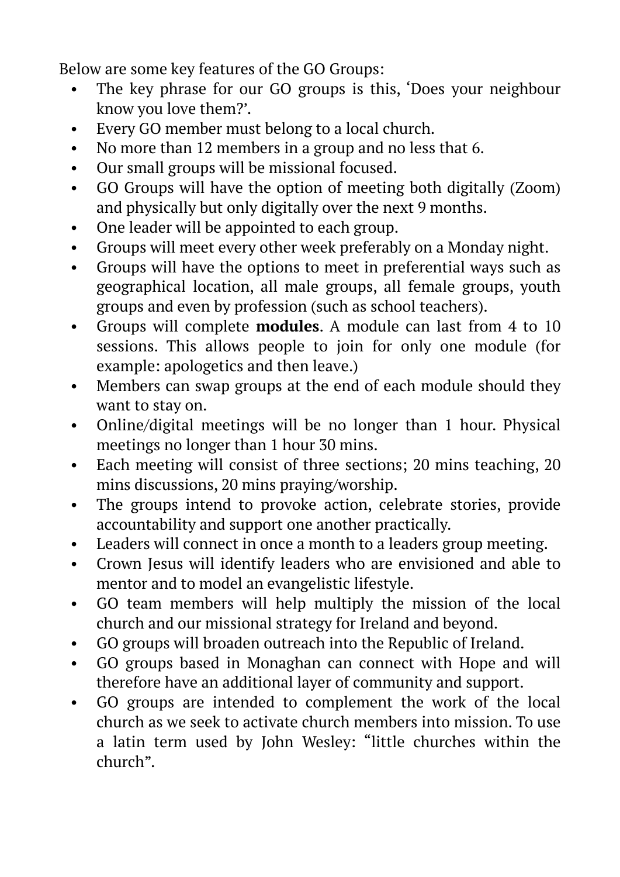Below are some key features of the GO Groups:

- The key phrase for our GO groups is this, ‘Does your neighbour know you love them?’.
- Every GO member must belong to a local church.
- No more than 12 members in a group and no less that 6.
- Our small groups will be missional focused.
- GO Groups will have the option of meeting both digitally (Zoom) and physically but only digitally over the next 9 months.
- One leader will be appointed to each group.
- Groups will meet every other week preferably on a Monday night.
- Groups will have the options to meet in preferential ways such as geographical location, all male groups, all female groups, youth groups and even by profession (such as school teachers).
- Groups will complete **modules**. A module can last from 4 to 10 sessions. This allows people to join for only one module (for example: apologetics and then leave.)
- Members can swap groups at the end of each module should they want to stay on.
- Online/digital meetings will be no longer than 1 hour. Physical meetings no longer than 1 hour 30 mins.
- Each meeting will consist of three sections; 20 mins teaching, 20 mins discussions, 20 mins praying/worship.
- The groups intend to provoke action, celebrate stories, provide accountability and support one another practically.
- Leaders will connect in once a month to a leaders group meeting.
- Crown Jesus will identify leaders who are envisioned and able to mentor and to model an evangelistic lifestyle.
- GO team members will help multiply the mission of the local church and our missional strategy for Ireland and beyond.
- GO groups will broaden outreach into the Republic of Ireland.
- GO groups based in Monaghan can connect with Hope and will therefore have an additional layer of community and support.
- GO groups are intended to complement the work of the local church as we seek to activate church members into mission. To use a latin term used by John Wesley: “little churches within the church”.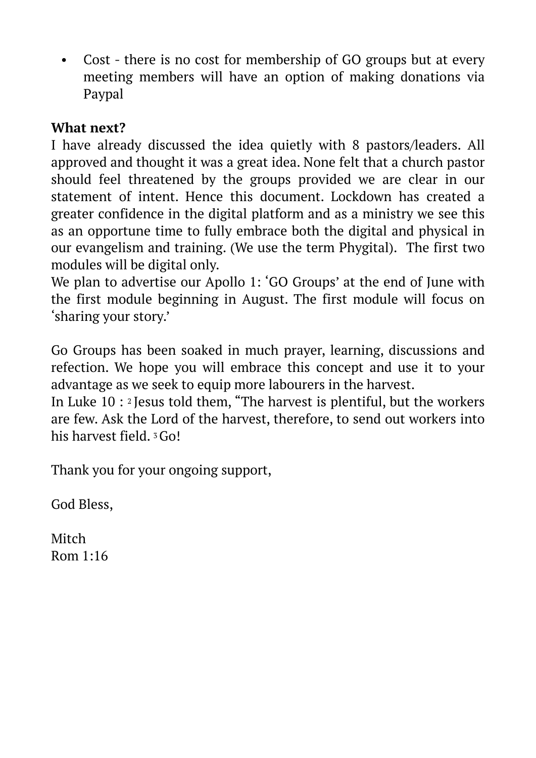- Cost - there is no cost for membership of GO groups but at every meeting members will have an option of making donations via Paypal

**What next?**

I have already discussed the idea quietly with 8 pastors/leaders. All approved and thought it was a great idea. None felt that a church pastor should feel threatened by the groups provided we are clear in our statement of intent. Hence this document. Lockdown has created a greater confidence in the digital platform and as a ministry we see this as an opportune time to fully embrace both the digital and physical in our evangelism and training. (We use the term Phygital). The first two modules will be digital only.

We plan to advertise our Apollo 1: 'GO Groups' at the end of June with the first module beginning in August. The first module will focus on 'sharing your story.'

Go Groups has been soaked in much prayer, learning, discussions and refection. We hope you will embrace this concept and use it to your advantage as we seek to equip more labourers in the harvest.

In Luke 10 : [2] Jesus told them, "The harvest is plentiful, but the workers are few. Ask the Lord of the harvest, therefore, to send out workers into his harvest field. [3] Go!

Thank you for your ongoing support,

God Bless,

Mitch
Rom 1:16